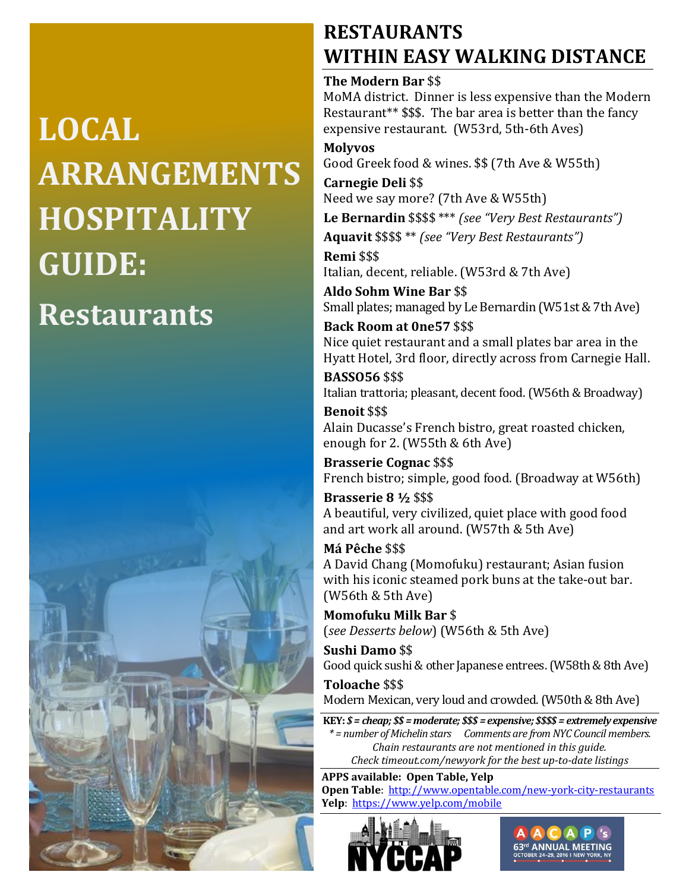# LOCAL ARRANGEMENTS HOSPITALITY GUIDE: Restaurants

## RESTAURANTS WITHIN EASY WALKING DISTANCE

**The Modern Bar** $$
MoMA district. Dinner is less expensive than the Modern Restaurant** $$$. The bar area is better than the fancy expensive restaurant. (W53rd, 5th-6th Aves)

**Molyvos**
Good Greek food & wines. $$ (7th Ave & W55th)

**Carnegie Deli** $$
Need we say more? (7th Ave & W55th)

**Le Bernardin** $$$$ *** *(see "Very Best Restaurants")*

**Aquavit** $$$$ ** *(see "Very Best Restaurants")*

**Remi** $$$
Italian, decent, reliable. (W53rd & 7th Ave)

**Aldo Sohm Wine Bar** $$
Small plates; managed by Le Bernardin (W51st & 7th Ave)

**Back Room at One57** $$$
Nice quiet restaurant and a small plates bar area in the Hyatt Hotel, 3rd floor, directly across from Carnegie Hall.

**BASSO56** $$$
Italian trattoria; pleasant, decent food. (W56th & Broadway)

**Benoit** $$$
Alain Ducasse's French bistro, great roasted chicken, enough for 2. (W55th & 6th Ave)

**Brasserie Cognac** $$$
French bistro; simple, good food. (Broadway at W56th)

**Brasserie 8 ½** $$$
A beautiful, very civilized, quiet place with good food and art work all around. (W57th & 5th Ave)

**Má Pêche** $$$
A David Chang (Momofuku) restaurant; Asian fusion with his iconic steamed pork buns at the take-out bar. (W56th & 5th Ave)

**Momofuku Milk Bar** $
(*see Desserts below*) (W56th & 5th Ave)

**Sushi Damo** $$
Good quick sushi & other Japanese entrees. (W58th & 8th Ave)

**Toloache** $$$
Modern Mexican, very loud and crowded. (W50th & 8th Ave)

***KEY: $ = cheap; $$ = moderate; $$$ = expensive; $$$$ = extremely expensive***
*\* = number of Michelin stars Comments are from NYC Council members.*
*Chain restaurants are not mentioned in this guide.*
*Check timeout.com/newyork for the best up-to-date listings*

**APPS available: Open Table, Yelp**
**Open Table**: http://www.opentable.com/new-york-city-restaurants
**Yelp**: https://www.yelp.com/mobile

NYCCAP

AACAP's 63rd ANNUAL MEETING
OCTOBER 24-29, 2016 | NEW YORK, NY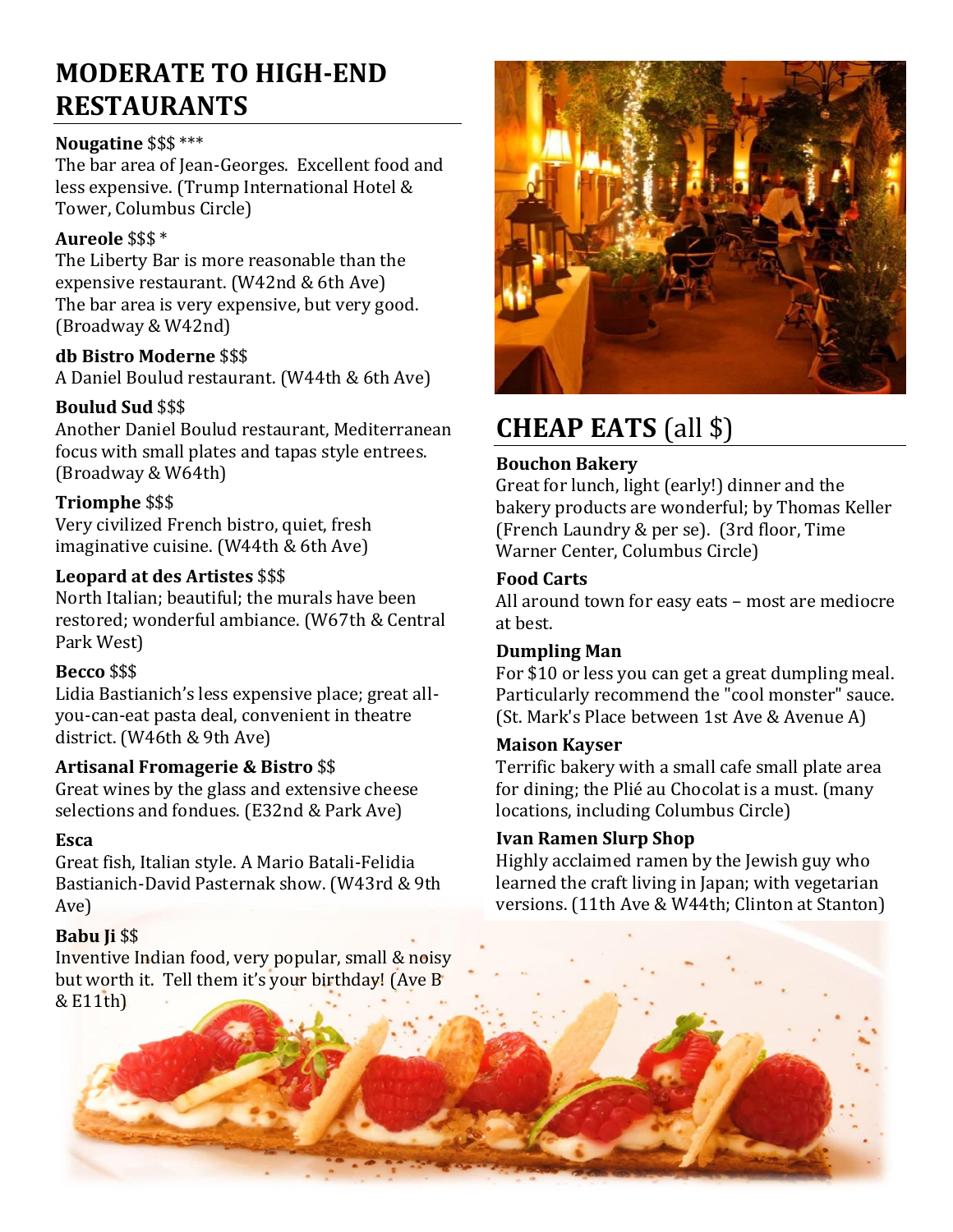## MODERATE TO HIGH-END RESTAURANTS

**Nougatine** $$$ ***
The bar area of Jean-Georges. Excellent food and less expensive. (Trump International Hotel & Tower, Columbus Circle)

**Aureole** $$$ *
The Liberty Bar is more reasonable than the expensive restaurant. (W42nd & 6th Ave)
The bar area is very expensive, but very good. (Broadway & W42nd)

**db Bistro Moderne** $$$
A Daniel Boulud restaurant. (W44th & 6th Ave)

**Boulud Sud** $$$
Another Daniel Boulud restaurant, Mediterranean focus with small plates and tapas style entrees. (Broadway & W64th)

**Triomphe** $$$
Very civilized French bistro, quiet, fresh imaginative cuisine. (W44th & 6th Ave)

**Leopard at des Artistes** $$$
North Italian; beautiful; the murals have been restored; wonderful ambiance. (W67th & Central Park West)

**Becco** $$$
Lidia Bastianich's less expensive place; great all-you-can-eat pasta deal, convenient in theatre district. (W46th & 9th Ave)

**Artisanal Fromagerie & Bistro** $$
Great wines by the glass and extensive cheese selections and fondues. (E32nd & Park Ave)

**Esca**
Great fish, Italian style. A Mario Batali-Felidia Bastianich-David Pasternak show. (W43rd & 9th Ave)

**Babu Ji** $$
Inventive Indian food, very popular, small & noisy but worth it. Tell them it's your birthday! (Ave B & E11th)

## CHEAP EATS (all $)

**Bouchon Bakery**
Great for lunch, light (early!) dinner and the bakery products are wonderful; by Thomas Keller (French Laundry & per se). (3rd floor, Time Warner Center, Columbus Circle)

**Food Carts**
All around town for easy eats – most are mediocre at best.

**Dumpling Man**
For $10 or less you can get a great dumpling meal. Particularly recommend the "cool monster" sauce. (St. Mark's Place between 1st Ave & Avenue A)

**Maison Kayser**
Terrific bakery with a small cafe small plate area for dining; the Plié au Chocolat is a must. (many locations, including Columbus Circle)

**Ivan Ramen Slurp Shop**
Highly acclaimed ramen by the Jewish guy who learned the craft living in Japan; with vegetarian versions. (11th Ave & W44th; Clinton at Stanton)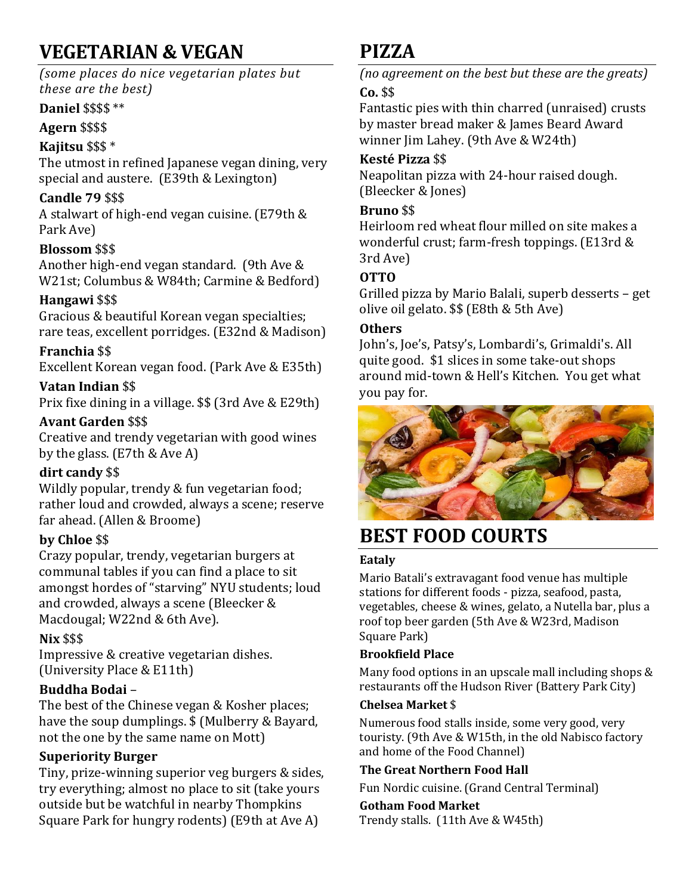## VEGETARIAN & VEGAN

*(some places do nice vegetarian plates but these are the best)*

**Daniel** $$$$ **

**Agern** $$$$

**Kajitsu** $$$ *
The utmost in refined Japanese vegan dining, very special and austere. (E39th & Lexington)

**Candle 79** $$$
A stalwart of high-end vegan cuisine. (E79th & Park Ave)

**Blossom** $$$
Another high-end vegan standard. (9th Ave & W21st; Columbus & W84th; Carmine & Bedford)

**Hangawi** $$$
Gracious & beautiful Korean vegan specialties; rare teas, excellent porridges. (E32nd & Madison)

**Franchia** $$
Excellent Korean vegan food. (Park Ave & E35th)

**Vatan Indian** $$
Prix fixe dining in a village. $$ (3rd Ave & E29th)

**Avant Garden** $$$
Creative and trendy vegetarian with good wines by the glass. (E7th & Ave A)

**dirt candy** $$
Wildly popular, trendy & fun vegetarian food; rather loud and crowded, always a scene; reserve far ahead. (Allen & Broome)

**by Chloe** $$
Crazy popular, trendy, vegetarian burgers at communal tables if you can find a place to sit amongst hordes of "starving" NYU students; loud and crowded, always a scene (Bleecker & Macdougal; W22nd & 6th Ave).

**Nix** $$$
Impressive & creative vegetarian dishes. (University Place & E11th)

**Buddha Bodai** –
The best of the Chinese vegan & Kosher places; have the soup dumplings. $ (Mulberry & Bayard, not the one by the same name on Mott)

**Superiority Burger**
Tiny, prize-winning superior veg burgers & sides, try everything; almost no place to sit (take yours outside but be watchful in nearby Thompkins Square Park for hungry rodents) (E9th at Ave A)

## PIZZA

*(no agreement on the best but these are the greats)*

**Co.** $$
Fantastic pies with thin charred (unraised) crusts by master bread maker & James Beard Award winner Jim Lahey. (9th Ave & W24th)

**Kesté Pizza** $$
Neapolitan pizza with 24-hour raised dough. (Bleecker & Jones)

**Bruno** $$
Heirloom red wheat flour milled on site makes a wonderful crust; farm-fresh toppings. (E13rd & 3rd Ave)

**OTTO**
Grilled pizza by Mario Balali, superb desserts – get olive oil gelato. $$ (E8th & 5th Ave)

**Others**
John's, Joe's, Patsy's, Lombardi's, Grimaldi's. All quite good. $1 slices in some take-out shops around mid-town & Hell's Kitchen. You get what you pay for.

## BEST FOOD COURTS

**Eataly**
Mario Batali's extravagant food venue has multiple stations for different foods - pizza, seafood, pasta, vegetables, cheese & wines, gelato, a Nutella bar, plus a roof top beer garden (5th Ave & W23rd, Madison Square Park)

**Brookfield Place**
Many food options in an upscale mall including shops & restaurants off the Hudson River (Battery Park City)

**Chelsea Market** $
Numerous food stalls inside, some very good, very touristy. (9th Ave & W15th, in the old Nabisco factory and home of the Food Channel)

**The Great Northern Food Hall**
Fun Nordic cuisine. (Grand Central Terminal)

**Gotham Food Market**
Trendy stalls. (11th Ave & W45th)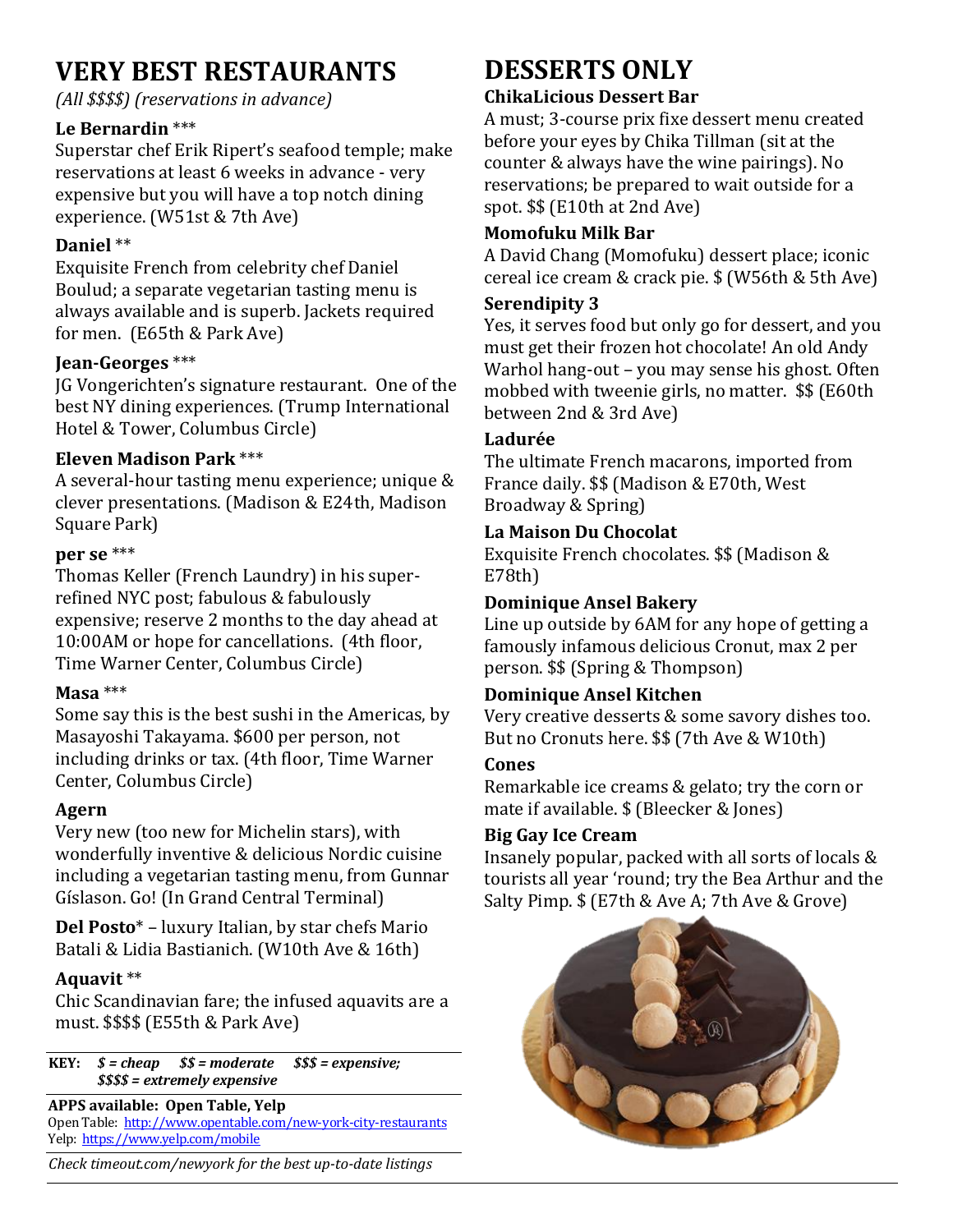## VERY BEST RESTAURANTS

*(All $$$$) (reservations in advance)*

**Le Bernardin** ***
Superstar chef Erik Ripert's seafood temple; make reservations at least 6 weeks in advance - very expensive but you will have a top notch dining experience. (W51st & 7th Ave)

**Daniel** **
Exquisite French from celebrity chef Daniel Boulud; a separate vegetarian tasting menu is always available and is superb. Jackets required for men. (E65th & Park Ave)

**Jean-Georges** ***
JG Vongerichten's signature restaurant. One of the best NY dining experiences. (Trump International Hotel & Tower, Columbus Circle)

**Eleven Madison Park** ***
A several-hour tasting menu experience; unique & clever presentations. (Madison & E24th, Madison Square Park)

**per se** ***
Thomas Keller (French Laundry) in his super-refined NYC post; fabulous & fabulously expensive; reserve 2 months to the day ahead at 10:00AM or hope for cancellations. (4th floor, Time Warner Center, Columbus Circle)

**Masa** ***
Some say this is the best sushi in the Americas, by Masayoshi Takayama. $600 per person, not including drinks or tax. (4th floor, Time Warner Center, Columbus Circle)

**Agern**
Very new (too new for Michelin stars), with wonderfully inventive & delicious Nordic cuisine including a vegetarian tasting menu, from Gunnar Gíslason. Go! (In Grand Central Terminal)

**Del Posto*** – luxury Italian, by star chefs Mario Batali & Lidia Bastianich. (W10th Ave & 16th)

**Aquavit** **
Chic Scandinavian fare; the infused aquavits are a must. $$$$ (E55th & Park Ave)

**KEY:** *$ = cheap* *$$ = moderate* *$$$ = expensive;* *$$$$ = extremely expensive*

**APPS available: Open Table, Yelp**
Open Table: http://www.opentable.com/new-york-city-restaurants
Yelp: https://www.yelp.com/mobile

*Check timeout.com/newyork for the best up-to-date listings*

## DESSERTS ONLY

**ChikaLicious Dessert Bar**
A must; 3-course prix fixe dessert menu created before your eyes by Chika Tillman (sit at the counter & always have the wine pairings). No reservations; be prepared to wait outside for a spot. $$ (E10th at 2nd Ave)

**Momofuku Milk Bar**
A David Chang (Momofuku) dessert place; iconic cereal ice cream & crack pie. $ (W56th & 5th Ave)

**Serendipity 3**
Yes, it serves food but only go for dessert, and you must get their frozen hot chocolate! An old Andy Warhol hang-out – you may sense his ghost. Often mobbed with tweenie girls, no matter. $$ (E60th between 2nd & 3rd Ave)

**Ladurée**
The ultimate French macarons, imported from France daily. $$ (Madison & E70th, West Broadway & Spring)

**La Maison Du Chocolat**
Exquisite French chocolates. $$ (Madison & E78th)

**Dominique Ansel Bakery**
Line up outside by 6AM for any hope of getting a famously infamous delicious Cronut, max 2 per person. $$ (Spring & Thompson)

**Dominique Ansel Kitchen**
Very creative desserts & some savory dishes too. But no Cronuts here. $$ (7th Ave & W10th)

**Cones**
Remarkable ice creams & gelato; try the corn or mate if available. $ (Bleecker & Jones)

**Big Gay Ice Cream**
Insanely popular, packed with all sorts of locals & tourists all year 'round; try the Bea Arthur and the Salty Pimp. $ (E7th & Ave A; 7th Ave & Grove)